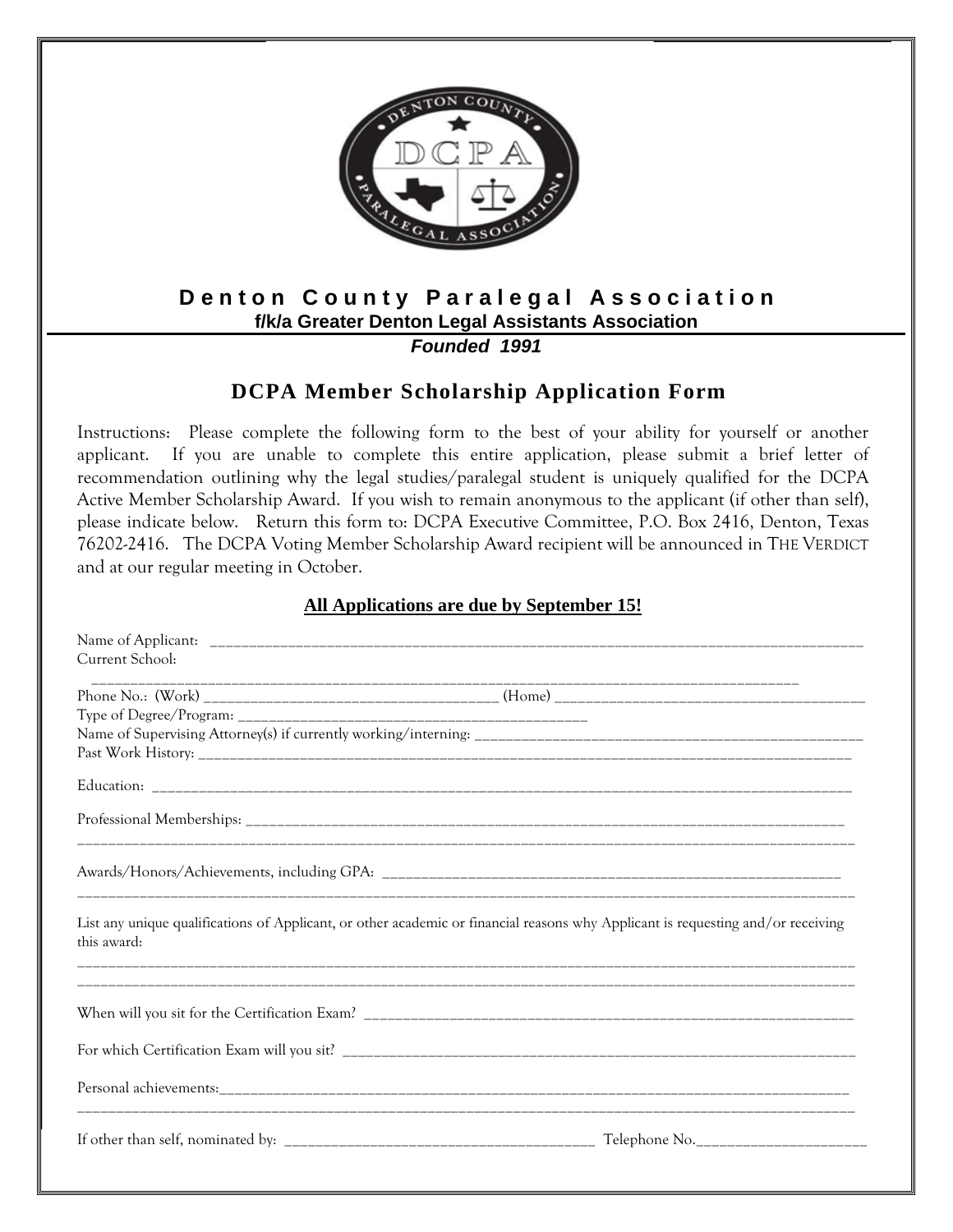# Denton County Paralegal Association

**f/k/a Greater Denton Legal Assistants Association**

***Founded 1991***

## DCPA Member Scholarship Application Form

Instructions: Please complete the following form to the best of your ability for yourself or another applicant. If you are unable to complete this entire application, please submit a brief letter of recommendation outlining why the legal studies/paralegal student is uniquely qualified for the DCPA Active Member Scholarship Award. If you wish to remain anonymous to the applicant (if other than self), please indicate below. Return this form to: DCPA Executive Committee, P.O. Box 2416, Denton, Texas 76202-2416. The DCPA Voting Member Scholarship Award recipient will be announced in THE VERDICT and at our regular meeting in October.

**All Applications are due by September 15!**

Name of Applicant: ________________________________________________________________

Current School: ________________________________________________________________

Phone No.: (Work) ______________________________ (Home) ______________________________

Type of Degree/Program: ______________________________________

Name of Supervising Attorney(s) if currently working/interning: ______________________________

Past Work History: ________________________________________________________________

Education: ________________________________________________________________

Professional Memberships: ________________________________________________________________

________________________________________________________________

Awards/Honors/Achievements, including GPA: ______________________________________________

________________________________________________________________

List any unique qualifications of Applicant, or other academic or financial reasons why Applicant is requesting and/or receiving this award:

________________________________________________________________

________________________________________________________________

When will you sit for the Certification Exam? ______________________________________________

For which Certification Exam will you sit? ______________________________________________

Personal achievements:________________________________________________________________

________________________________________________________________

If other than self, nominated by: ______________________________ Telephone No.__________________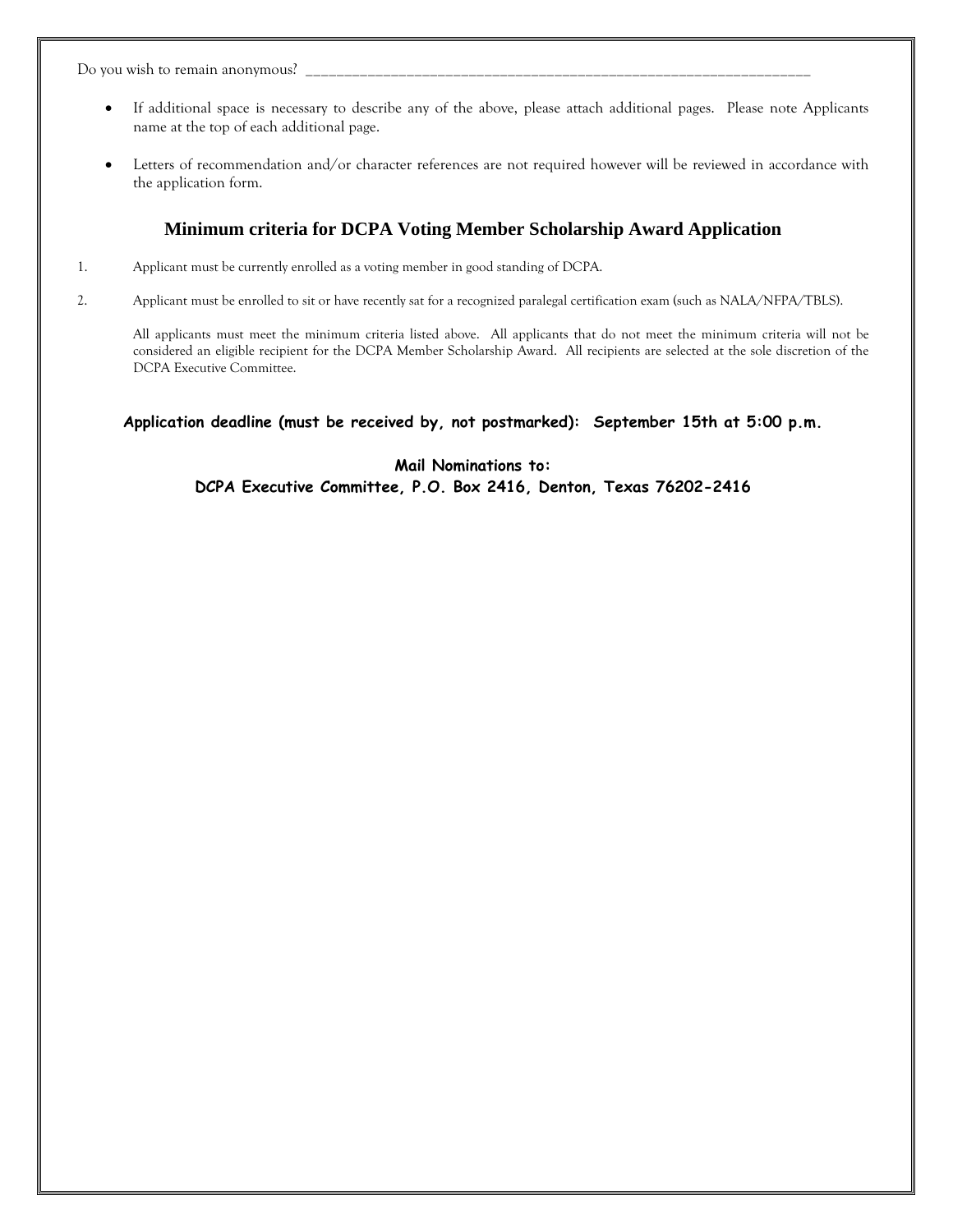Do you wish to remain anonymous? ______________________________________________________________________

- If additional space is necessary to describe any of the above, please attach additional pages. Please note Applicants name at the top of each additional page.

- Letters of recommendation and/or character references are not required however will be reviewed in accordance with the application form.

## Minimum criteria for DCPA Voting Member Scholarship Award Application

1. Applicant must be currently enrolled as a voting member in good standing of DCPA.

2. Applicant must be enrolled to sit or have recently sat for a recognized paralegal certification exam (such as NALA/NFPA/TBLS).

All applicants must meet the minimum criteria listed above. All applicants that do not meet the minimum criteria will not be considered an eligible recipient for the DCPA Member Scholarship Award. All recipients are selected at the sole discretion of the DCPA Executive Committee.

**Application deadline (must be received by, not postmarked): September 15th at 5:00 p.m.**

**Mail Nominations to:**
**DCPA Executive Committee, P.O. Box 2416, Denton, Texas 76202-2416**